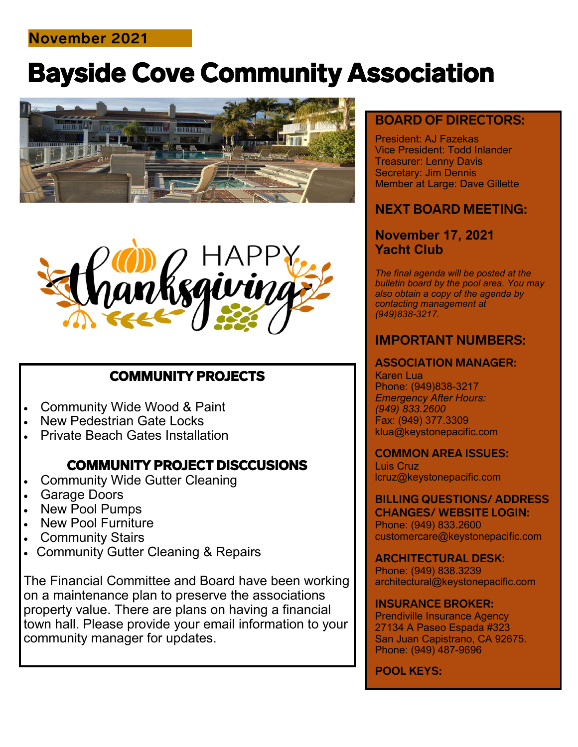November 2021

# Bayside Cove Community Association

HAPPY thanksgiving

## COMMUNITY PROJECTS

- Community Wide Wood & Paint
- New Pedestrian Gate Locks
- Private Beach Gates Installation

## COMMUNITY PROJECT DISCCUSIONS

- Community Wide Gutter Cleaning
- Garage Doors
- New Pool Pumps
- New Pool Furniture
- Community Stairs
- Community Gutter Cleaning & Repairs

The Financial Committee and Board have been working on a maintenance plan to preserve the associations property value. There are plans on having a financial town hall. Please provide your email information to your community manager for updates.

## BOARD OF DIRECTORS:

President: AJ Fazekas
Vice President: Todd Inlander
Treasurer: Lenny Davis
Secretary: Jim Dennis
Member at Large: Dave Gillette

## NEXT BOARD MEETING:

**November 17, 2021**
**Yacht Club**

*The final agenda will be posted at the bulletin board by the pool area. You may also obtain a copy of the agenda by contacting management at (949)838-3217.*

## IMPORTANT NUMBERS:

**ASSOCIATION MANAGER:**
Karen Lua
Phone: (949)838-3217
*Emergency After Hours: (949) 833.2600*
Fax: (949) 377.3309
klua@keystonepacific.com

**COMMON AREA ISSUES:**
Luis Cruz
lcruz@keystonepacific.com

**BILLING QUESTIONS/ ADDRESS CHANGES/ WEBSITE LOGIN:**
Phone: (949) 833.2600
customercare@keystonepacific.com

**ARCHITECTURAL DESK:**
Phone: (949) 838.3239
architectural@keystonepacific.com

**INSURANCE BROKER:**
Prendiville Insurance Agency
27134 A Paseo Espada #323
San Juan Capistrano, CA 92675.
Phone: (949) 487-9696

**POOL KEYS:**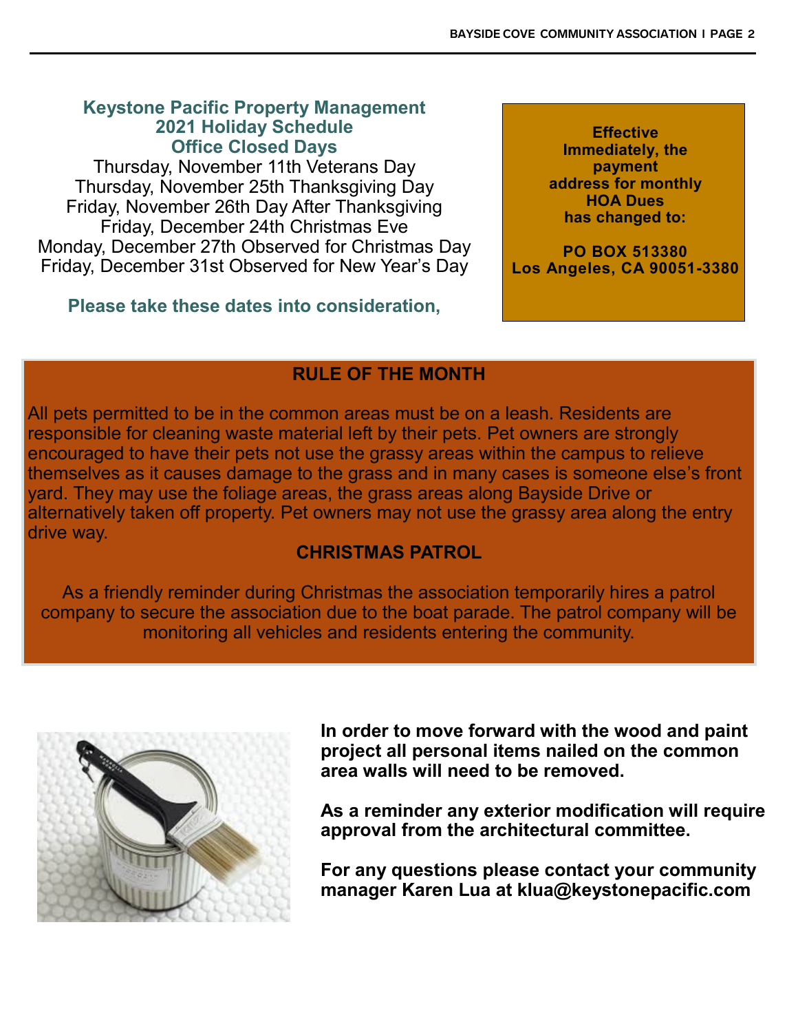### Keystone Pacific Property Management
### 2021 Holiday Schedule
### Office Closed Days

Thursday, November 11th Veterans Day
Thursday, November 25th Thanksgiving Day
Friday, November 26th Day After Thanksgiving
Friday, December 24th Christmas Eve
Monday, December 27th Observed for Christmas Day
Friday, December 31st Observed for New Year's Day

**Please take these dates into consideration,**

**Effective Immediately, the payment address for monthly HOA Dues has changed to:**

**PO BOX 513380**
**Los Angeles, CA 90051-3380**

## RULE OF THE MONTH

All pets permitted to be in the common areas must be on a leash. Residents are responsible for cleaning waste material left by their pets. Pet owners are strongly encouraged to have their pets not use the grassy areas within the campus to relieve themselves as it causes damage to the grass and in many cases is someone else's front yard. They may use the foliage areas, the grass areas along Bayside Drive or alternatively taken off property. Pet owners may not use the grassy area along the entry drive way.

## CHRISTMAS PATROL

As a friendly reminder during Christmas the association temporarily hires a patrol company to secure the association due to the boat parade. The patrol company will be monitoring all vehicles and residents entering the community.

**In order to move forward with the wood and paint project all personal items nailed on the common area walls will need to be removed.**

**As a reminder any exterior modification will require approval from the architectural committee.**

**For any questions please contact your community manager Karen Lua at klua@keystonepacific.com**